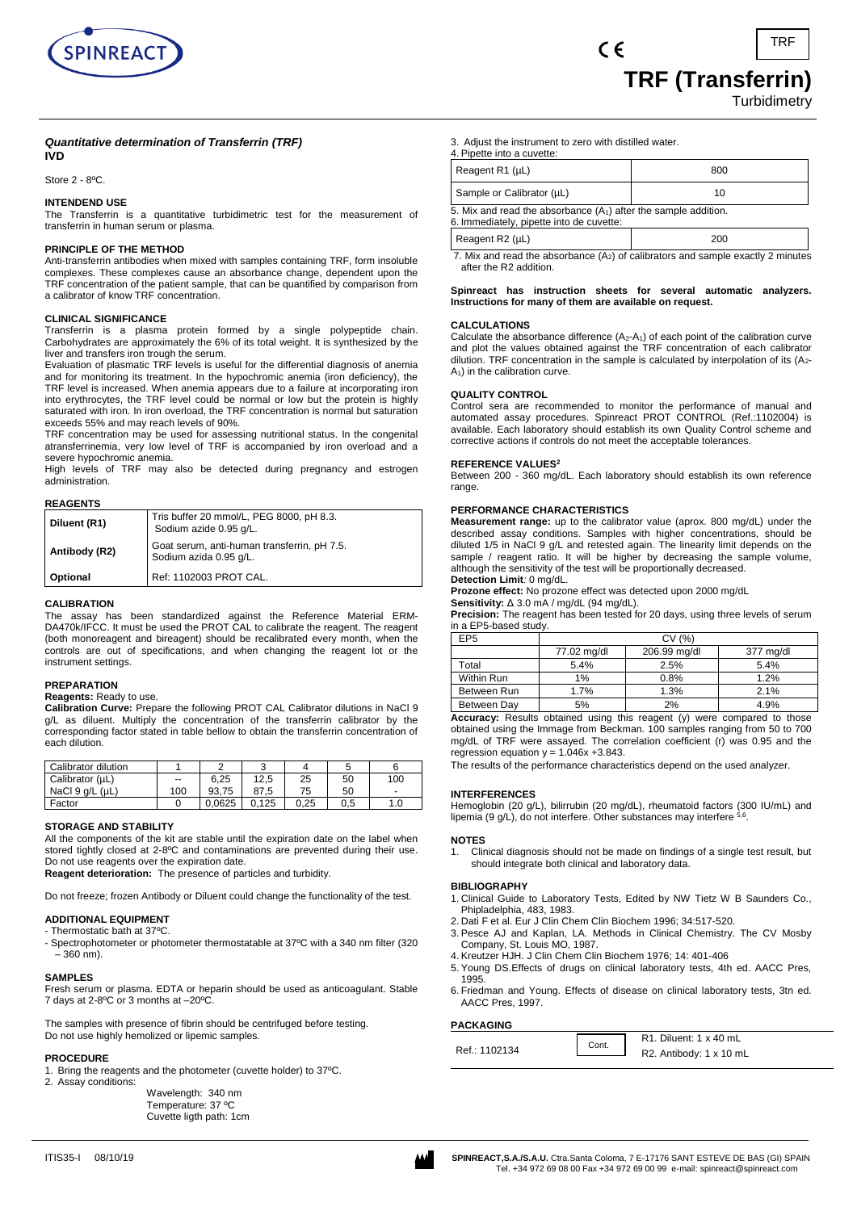# TRF (Transferrin)

Turbidimetry

### *Quantitative determination of Transferrin (TRF)*

**IVD**

Store 2 - 8ºC.

#### INTENDEND USE

The Transferrin is a quantitative turbidimetric test for the measurement of transferrin in human serum or plasma.

#### PRINCIPLE OF THE METHOD

Anti-transferrin antibodies when mixed with samples containing TRF, form insoluble complexes. These complexes cause an absorbance change, dependent upon the TRF concentration of the patient sample, that can be quantified by comparison from a calibrator of know TRF concentration.

#### CLINICAL SIGNIFICANCE

Transferrin is a plasma protein formed by a single polypeptide chain. Carbohydrates are approximately the 6% of its total weight. It is synthesized by the liver and transfers iron trough the serum.

Evaluation of plasmatic TRF levels is useful for the differential diagnosis of anemia and for monitoring its treatment. In the hypochromic anemia (iron deficiency), the TRF level is increased. When anemia appears due to a failure at incorporating iron into erythrocytes, the TRF level could be normal or low but the protein is highly saturated with iron. In iron overload, the TRF concentration is normal but saturation exceeds 55% and may reach levels of 90%.

TRF concentration may be used for assessing nutritional status. In the congenital atransferrinemia, very low level of TRF is accompanied by iron overload and a severe hypochromic anemia.

High levels of TRF may also be detected during pregnancy and estrogen administration.

#### REAGENTS

| | |
|---|---|
| **Diluent (R1)** | Tris buffer 20 mmol/L, PEG 8000, pH 8.3. Sodium azide 0.95 g/L. |
| **Antibody (R2)** | Goat serum, anti-human transferrin, pH 7.5. Sodium azida 0.95 g/L. |
| **Optional** | Ref: 1102003 PROT CAL. |

#### CALIBRATION

The assay has been standardized against the Reference Material ERM-DA470k/IFCC. It must be used the PROT CAL to calibrate the reagent. The reagent (both monoreagent and bireagent) should be recalibrated every month, when the controls are out of specifications, and when changing the reagent lot or the instrument settings.

#### PREPARATION

**Reagents:** Ready to use.

**Calibration Curve:** Prepare the following PROT CAL Calibrator dilutions in NaCl 9 g/L as diluent. Multiply the concentration of the transferrin calibrator by the corresponding factor stated in table bellow to obtain the transferrin concentration of each dilution.

| Calibrator dilution | 1 | 2 | 3 | 4 | 5 | 6 |
|---|---|---|---|---|---|---|
| Calibrator (µL) | -- | 6,25 | 12,5 | 25 | 50 | 100 |
| NaCl 9 g/L (µL) | 100 | 93,75 | 87,5 | 75 | 50 | - |
| Factor | 0 | 0,0625 | 0,125 | 0,25 | 0,5 | 1,0 |

#### STORAGE AND STABILITY

All the components of the kit are stable until the expiration date on the label when stored tightly closed at 2-8ºC and contaminations are prevented during their use. Do not use reagents over the expiration date.

**Reagent deterioration:** The presence of particles and turbidity.

Do not freeze; frozen Antibody or Diluent could change the functionality of the test.

#### ADDITIONAL EQUIPMENT

- Thermostatic bath at 37ºC.
- Spectrophotometer or photometer thermostatable at 37ºC with a 340 nm filter (320 – 360 nm).

#### SAMPLES

Fresh serum or plasma. EDTA or heparin should be used as anticoagulant. Stable 7 days at 2-8ºC or 3 months at –20ºC.

The samples with presence of fibrin should be centrifuged before testing. Do not use highly hemolized or lipemic samples.

#### PROCEDURE

1. Bring the reagents and the photometer (cuvette holder) to 37ºC.
2. Assay conditions:

   Wavelength: 340 nm
   Temperature: 37 ºC
   Cuvette ligth path: 1cm

3. Adjust the instrument to zero with distilled water.
4. Pipette into a cuvette:

| | |
|---|---|
| Reagent R1 (µL) | 800 |
| Sample or Calibrator (µL) | 10 |

5. Mix and read the absorbance ($A_1$) after the sample addition.
6. Immediately, pipette into de cuvette:

| | |
|---|---|
| Reagent R2 (µL) | 200 |

7. Mix and read the absorbance ($A_2$) of calibrators and sample exactly 2 minutes after the R2 addition.

**Spinreact has instruction sheets for several automatic analyzers. Instructions for many of them are available on request.**

#### CALCULATIONS

Calculate the absorbance difference ($A_2$-$A_1$) of each point of the calibration curve and plot the values obtained against the TRF concentration of each calibrator dilution. TRF concentration in the sample is calculated by interpolation of its ($A_2$-$A_1$) in the calibration curve.

#### QUALITY CONTROL

Control sera are recommended to monitor the performance of manual and automated assay procedures. Spinreact PROT CONTROL (Ref.:1102004) is available. Each laboratory should establish its own Quality Control scheme and corrective actions if controls do not meet the acceptable tolerances.

#### REFERENCE VALUES[2]

Between 200 - 360 mg/dL. Each laboratory should establish its own reference range.

#### PERFORMANCE CHARACTERISTICS

**Measurement range:** up to the calibrator value (aprox. 800 mg/dL) under the described assay conditions. Samples with higher concentrations, should be diluted 1/5 in NaCl 9 g/L and retested again. The linearity limit depends on the sample / reagent ratio. It will be higher by decreasing the sample volume, although the sensitivity of the test will be proportionally decreased.

**Detection Limit***:* 0 mg/dL.

**Prozone effect:** No prozone effect was detected upon 2000 mg/dL

**Sensitivity:** Δ 3.0 mA / mg/dL (94 mg/dL).

**Precision:** The reagent has been tested for 20 days, using three levels of serum in a EP5-based study.

| EP5 | CV (%) | | |
|---|---|---|---|
| | 77.02 mg/dl | 206.99 mg/dl | 377 mg/dl |
| Total | 5.4% | 2.5% | 5.4% |
| Within Run | 1% | 0.8% | 1.2% |
| Between Run | 1.7% | 1.3% | 2.1% |
| Between Day | 5% | 2% | 4.9% |

**Accuracy:** Results obtained using this reagent (y) were compared to those obtained using the Immage from Beckman. 100 samples ranging from 50 to 700 mg/dL of TRF were assayed. The correlation coefficient (r) was 0.95 and the regression equation $y = 1.046x + 3.843$.

The results of the performance characteristics depend on the used analyzer.

#### INTERFERENCES

Hemoglobin (20 g/L), bilirrubin (20 mg/dL), rheumatoid factors (300 IU/mL) and lipemia (9 g/L), do not interfere. Other substances may interfere [5,6].

#### NOTES

1. Clinical diagnosis should not be made on findings of a single test result, but should integrate both clinical and laboratory data.

#### BIBLIOGRAPHY

1. Clinical Guide to Laboratory Tests, Edited by NW Tietz W B Saunders Co., Phipladelphia, 483, 1983.
2. Dati F et al. Eur J Clin Chem Clin Biochem 1996; 34:517-520.
3. Pesce AJ and Kaplan, LA. Methods in Clinical Chemistry. The CV Mosby Company, St. Louis MO, 1987.
4. Kreutzer HJH. J Clin Chem Clin Biochem 1976; 14: 401-406
5. Young DS.Effects of drugs on clinical laboratory tests, 4th ed. AACC Pres, 1995.
6. Friedman and Young. Effects of disease on clinical laboratory tests, 3tn ed. AACC Pres, 1997.

#### PACKAGING

| | | |
|---|---|---|
| Ref.: 1102134 | Cont. | R1. Diluent: 1 x 40 mL<br>R2. Antibody: 1 x 10 mL |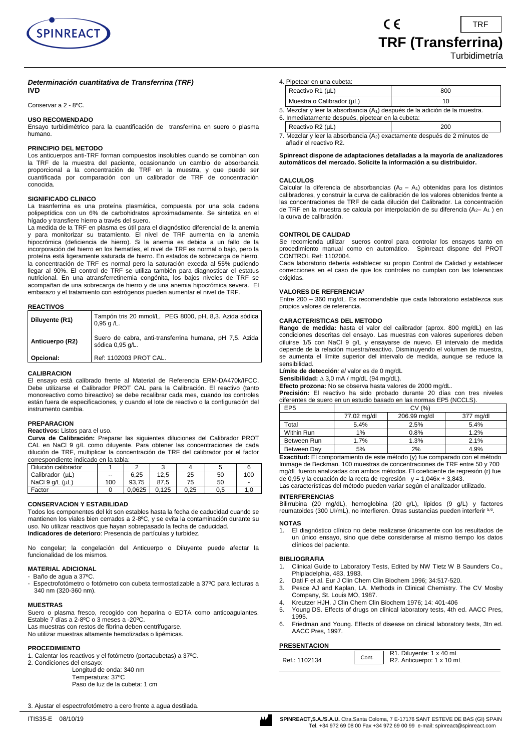# TRF (Transferrina)

Turbidimetría

***Determinación cuantitativa de Transferrina (TRF)***
**IVD**

Conservar a 2 - 8ºC.

## USO RECOMENDADO

Ensayo turbidimétrico para la cuantificación de transferrina en suero o plasma humano.

## PRINCIPIO DEL METODO

Los anticuerpos anti-TRF forman compuestos insolubles cuando se combinan con la TRF de la muestra del paciente, ocasionando un cambio de absorbancia proporcional a la concentración de TRF en la muestra, y que puede ser cuantificada por comparación con un calibrador de TRF de concentración conocida.

## SIGNIFICADO CLINICO

La trasnferrina es una proteína plasmática, compuesta por una sola cadena polipeptídica con un 6% de carbohidratos aproximadamente. Se sintetiza en el hígado y transfiere hierro a través del suero.

La medida de la TRF en plasma es útil para el diagnóstico diferencial de la anemia y para monitorizar su tratamiento. El nivel de TRF aumenta en la anemia hipocrómica (deficiencia de hierro). Si la anemia es debida a un fallo de la incorporación del hierro en los hematíes, el nivel de TRF es normal o bajo, pero la proteína está ligeramente saturada de hierro. En estados de sobrecarga de hierro, la concentración de TRF es normal pero la saturación exceda al 55% pudiendo llegar al 90%. El control de TRF se utiliza también para diagnosticar el estatus nutricional. En una atransferretinemia congénita, los bajos niveles de TRF se acompañan de una sobrecarga de hierro y de una anemia hipocrómica severa. El embarazo y el tratamiento con estrógenos pueden aumentar el nivel de TRF.

## REACTIVOS

| | |
|---|---|
| **Diluyente (R1)** | Tampón tris 20 mmol/L, PEG 8000, pH, 8,3. Azida sódica 0,95 g /L. |
| **Anticuerpo (R2)** | Suero de cabra, anti-transferrina humana, pH 7,5. Azida sódica 0,95 g/L. |
| **Opcional:** | Ref: 1102003 PROT CAL. |

## CALIBRACION

El ensayo está calibrado frente al Material de Referencia ERM-DA470k/IFCC. Debe utilizarse el Calibrador PROT CAL para la Calibración. El reactivo (tanto monoreactivo como bireactivo) se debe recalibrar cada mes, cuando los controles están fuera de especificaciones, y cuando el lote de reactivo o la configuración del instrumento cambia.

## PREPARACION

**Reactivos:** Listos para el uso.

**Curva de Calibración:** Preparar las siguientes diluciones del Calibrador PROT CAL en NaCl 9 g/L como diluyente. Para obtener las concentraciones de cada dilución de TRF, multiplicar la concentración de TRF del calibrador por el factor correspondiente indicado en la tabla:

| Dilución calibrador | 1 | 2 | 3 | 4 | 5 | 6 |
|---|---|---|---|---|---|---|
| Calibrador (µL) | -- | 6,25 | 12,5 | 25 | 50 | 100 |
| NaCl 9 g/L (µL) | 100 | 93,75 | 87,5 | 75 | 50 | - |
| Factor | 0 | 0,0625 | 0,125 | 0,25 | 0,5 | 1,0 |

## CONSERVACION Y ESTABILIDAD

Todos los componentes del kit son estables hasta la fecha de caducidad cuando se mantienen los viales bien cerrados a 2-8ºC, y se evita la contaminación durante su uso. No utilizar reactivos que hayan sobrepasado la fecha de caducidad.
**Indicadores de deterioro**: Presencia de partículas y turbidez.

No congelar; la congelación del Anticuerpo o Diluyente puede afectar la funcionalidad de los mismos.

## MATERIAL ADICIONAL

- Baño de agua a 37ºC.
- Espectrofotómetro o fotómetro con cubeta termostatizable a 37ºC para lecturas a 340 nm (320-360 nm).

## MUESTRAS

Suero o plasma fresco, recogido con heparina o EDTA como anticoagulantes. Estable 7 días a 2-8ºC o 3 meses a -20ºC.
Las muestras con restos de fibrina deben centrifugarse.
No utilizar muestras altamente hemolizadas o lipémicas.

## PROCEDIMIENTO

1. Calentar los reactivos y el fotómetro (portacubetas) a 37ºC.
2. Condiciones del ensayo:
   Longitud de onda: 340 nm
   Temperatura: 37ºC
   Paso de luz de la cubeta: 1 cm
3. Ajustar el espectrofotómetro a cero frente a agua destilada.
4. Pipetear en una cubeta:

| | |
|---|---|
| Reactivo R1 (µL) | 800 |
| Muestra o Calibrador (µL) | 10 |

5. Mezclar y leer la absorbancia ($A_1$) después de la adición de la muestra.
6. Inmediatamente después, pipetear en la cubeta:

| | |
|---|---|
| Reactivo R2 (µL) | 200 |

7. Mezclar y leer la absorbancia ($A_2$) exactamente después de 2 minutos de añadir el reactivo R2.

**Spinreact dispone de adaptaciones detalladas a la mayoría de analizadores automáticos del mercado. Solicite la información a su distribuidor.**

## CALCULOS

Calcular la diferencia de absorbancias ($A_2 - A_1$) obtenidas para los distintos calibradores, y construir la curva de calibración de los valores obtenidos frente a las concentraciones de TRF de cada dilución del Calibrador. La concentración de TRF en la muestra se calcula por interpolación de su diferencia ($A_2 - A_1$) en la curva de calibración.

## CONTROL DE CALIDAD

Se recomienda utilizar sueros control para controlar los ensayos tanto en procedimiento manual como en automático. Spinreact dispone del PROT CONTROL Ref: 1102004.

Cada laboratorio debería establecer su propio Control de Calidad y establecer correcciones en el caso de que los controles no cumplan con las tolerancias exigidas.

## VALORES DE REFERENCIA[2]

Entre 200 – 360 mg/dL. Es recomendable que cada laboratorio establezca sus propios valores de referencia.

## CARACTERISTICAS DEL METODO

**Rango de medida:** hasta el valor del calibrador (aprox. 800 mg/dL) en las condiciones descritas del ensayo. Las muestras con valores superiores deben diluirse 1/5 con NaCl 9 g/L y ensayarse de nuevo. El intervalo de medida depende de la relación muestra/reactivo. Disminuyendo el volumen de muestra, se aumenta el límite superior del intervalo de medida, aunque se reduce la sensibilidad.

**Límite de detección***: el* valor es de 0 mg/dL

**Sensibilidad:** $\Delta$ 3,0 mA / mg/dL (94 mg/dL).

**Efecto prozona:** No se observa hasta valores de 2000 mg/dL.

**Precisión:** El reactivo ha sido probado durante 20 días con tres niveles diferentes de suero en un estudio basado en las normas EP5 (NCCLS).

| EP5 | CV (%) | | |
|---|---|---|---|
| | 77.02 mg/dl | 206.99 mg/dl | 377 mg/dl |
| Total | 5.4% | 2.5% | 5.4% |
| Within Run | 1% | 0.8% | 1.2% |
| Between Run | 1.7% | 1.3% | 2.1% |
| Between Day | 5% | 2% | 4.9% |

**Exactitud:** El comportamiento de este método (y) fue comparado con el método Immage de Beckman. 100 muestras de concentraciones de TRF entre 50 y 700 mg/dL fueron analizadas con ambos métodos. El coeficiente de regresión (r) fue de 0,95 y la ecuación de la recta de regresión $y = 1{,}046x + 3{,}843$.

Las características del método pueden variar según el analizador utilizado.

## INTERFERENCIAS

Bilirrubina (20 mg/dL), hemoglobina (20 g/L), lípidos (9 g/L) y factores reumatoides (300 UI/mL), no interfieren. Otras sustancias pueden interferir [5,6].

## NOTAS

1. El diagnóstico clínico no debe realizarse únicamente con los resultados de un único ensayo, sino que debe considerarse al mismo tiempo los datos clínicos del paciente.

## BIBLIOGRAFIA

1. Clinical Guide to Laboratory Tests, Edited by NW Tietz W B Saunders Co., Phipladelphia, 483, 1983.
2. Dati F et al. Eur J Clin Chem Clin Biochem 1996; 34:517-520.
3. Pesce AJ and Kaplan, LA. Methods in Clinical Chemistry. The CV Mosby Company, St. Louis MO, 1987.
4. Kreutzer HJH. J Clin Chem Clin Biochem 1976; 14: 401-406
5. Young DS. Effects of drugs on clinical laboratory tests, 4th ed. AACC Pres, 1995.
6. Friedman and Young. Effects of disease on clinical laboratory tests, 3tn ed. AACC Pres, 1997.

## PRESENTACION

| | | |
|---|---|---|
| Ref.: 1102134 | Cont. | R1. Diluyente: 1 x 40 mL<br>R2. Anticuerpo: 1 x 10 mL |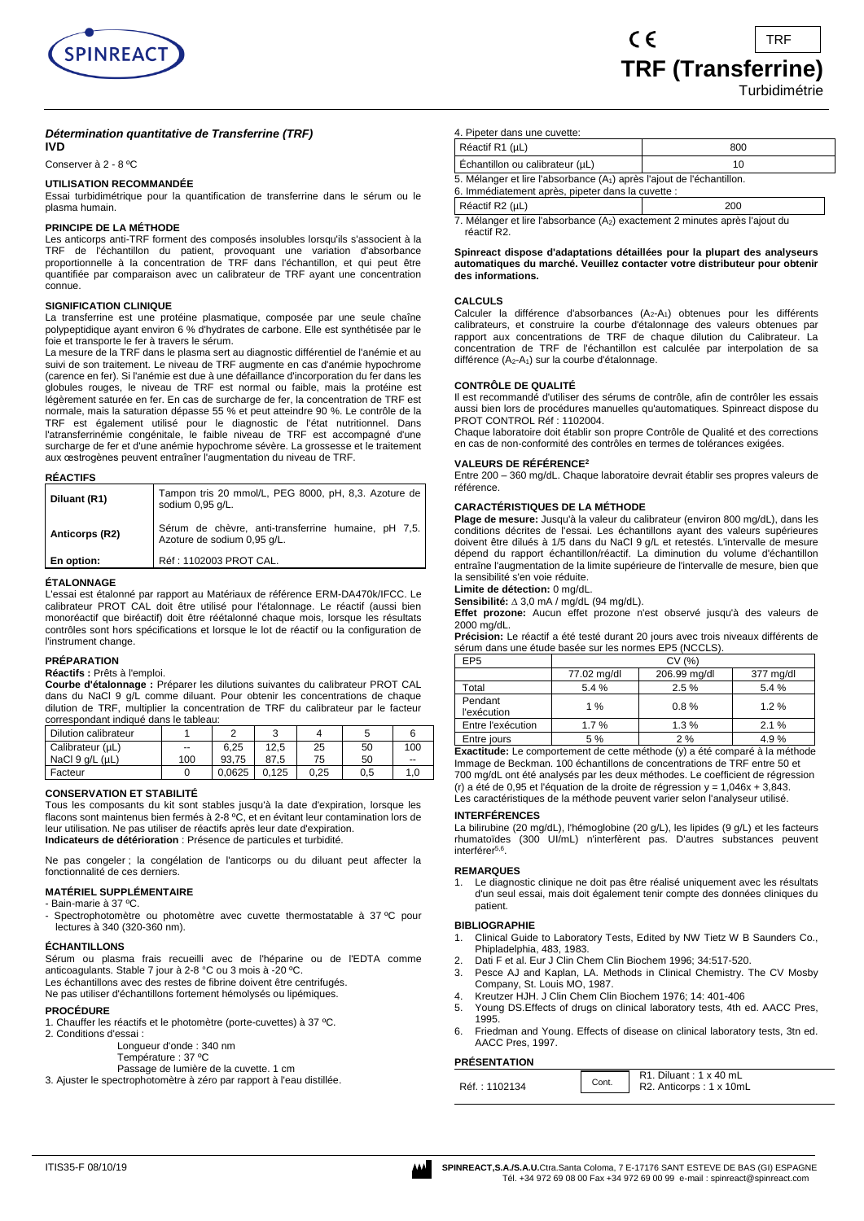# TRF (Transferrine)

Turbidimétrie

### *Détermination quantitative de Transferrine (TRF)*

**IVD**

Conserver à 2 - 8 ºC

#### UTILISATION RECOMMANDÉE

Essai turbidimétrique pour la quantification de transferrine dans le sérum ou le plasma humain.

#### PRINCIPE DE LA MÉTHODE

Les anticorps anti-TRF forment des composés insolubles lorsqu'ils s'associent à la TRF de l'échantillon du patient, provoquant une variation d'absorbance proportionnelle à la concentration de TRF dans l'échantillon, et qui peut être quantifiée par comparaison avec un calibrateur de TRF ayant une concentration connue.

#### SIGNIFICATION CLINIQUE

La transferrine est une protéine plasmatique, composée par une seule chaîne polypeptidique ayant environ 6 % d'hydrates de carbone. Elle est synthétisée par le foie et transporte le fer à travers le sérum.

La mesure de la TRF dans le plasma sert au diagnostic différentiel de l'anémie et au suivi de son traitement. Le niveau de TRF augmente en cas d'anémie hypochrome (carence en fer). Si l'anémie est due à une défaillance d'incorporation du fer dans les globules rouges, le niveau de TRF est normal ou faible, mais la protéine est légèrement saturée en fer. En cas de surcharge de fer, la concentration de TRF est normale, mais la saturation dépasse 55 % et peut atteindre 90 %. Le contrôle de la TRF est également utilisé pour le diagnostic de l'état nutritionnel. Dans l'atransferrinémie congénitale, le faible niveau de TRF est accompagné d'une surcharge de fer et d'une anémie hypochrome sévère. La grossesse et le traitement aux œstrogènes peuvent entraîner l'augmentation du niveau de TRF.

#### RÉACTIFS

| | |
|---|---|
| **Diluant (R1)** | Tampon tris 20 mmol/L, PEG 8000, pH, 8,3. Azoture de sodium 0,95 g/L. |
| **Anticorps (R2)** | Sérum de chèvre, anti-transferrine humaine, pH 7,5. Azoture de sodium 0,95 g/L. |
| **En option:** | Réf : 1102003 PROT CAL. |

#### ÉTALONNAGE

L'essai est étalonné par rapport au Matériaux de référence ERM-DA470k/IFCC. Le calibrateur PROT CAL doit être utilisé pour l'étalonnage. Le réactif (aussi bien monoréactif que biréactif) doit être réétalonné chaque mois, lorsque les résultats contrôles sont hors spécifications et lorsque le lot de réactif ou la configuration de l'instrument change.

#### PRÉPARATION

**Réactifs :** Prêts à l'emploi.

**Courbe d'étalonnage :** Préparer les dilutions suivantes du calibrateur PROT CAL dans du NaCl 9 g/L comme diluant. Pour obtenir les concentrations de chaque dilution de TRF, multiplier la concentration de TRF du calibrateur par le facteur correspondant indiqué dans le tableau:

| Dilution calibrateur | 1 | 2 | 3 | 4 | 5 | 6 |
|---|---|---|---|---|---|---|
| Calibrateur (µL) | -- | 6,25 | 12,5 | 25 | 50 | 100 |
| NaCl 9 g/L (µL) | 100 | 93,75 | 87,5 | 75 | 50 | -- |
| Facteur | 0 | 0,0625 | 0,125 | 0,25 | 0,5 | 1,0 |

#### CONSERVATION ET STABILITÉ

Tous les composants du kit sont stables jusqu'à la date d'expiration, lorsque les flacons sont maintenus bien fermés à 2-8 ºC, et en évitant leur contamination lors de leur utilisation. Ne pas utiliser de réactifs après leur date d'expiration.

**Indicateurs de détérioration** : Présence de particules et turbidité.

Ne pas congeler ; la congélation de l'anticorps ou du diluant peut affecter la fonctionnalité de ces derniers.

#### MATÉRIEL SUPPLÉMENTAIRE

- Bain-marie à 37 ºC.
- Spectrophotomètre ou photomètre avec cuvette thermostatable à 37 ºC pour lectures à 340 (320-360 nm).

#### ÉCHANTILLONS

Sérum ou plasma frais recueilli avec de l'héparine ou de l'EDTA comme anticoagulants. Stable 7 jour à 2-8 °C ou 3 mois à -20 ºC.

Les échantillons avec des restes de fibrine doivent être centrifugés.

Ne pas utiliser d'échantillons fortement hémolysés ou lipémiques.

#### PROCÉDURE

1. Chauffer les réactifs et le photomètre (porte-cuvettes) à 37 ºC.
2. Conditions d'essai :
   - Longueur d'onde : 340 nm
   - Température : 37 ºC
   - Passage de lumière de la cuvette. 1 cm
3. Ajuster le spectrophotomètre à zéro par rapport à l'eau distillée.
4. Pipeter dans une cuvette:

| | |
|---|---|
| Réactif R1 (µL) | 800 |
| Échantillon ou calibrateur (µL) | 10 |

5. Mélanger et lire l'absorbance ($A_1$) après l'ajout de l'échantillon.
6. Immédiatement après, pipeter dans la cuvette :

| | |
|---|---|
| Réactif R2 (µL) | 200 |

7. Mélanger et lire l'absorbance ($A_2$) exactement 2 minutes après l'ajout du réactif R2.

**Spinreact dispose d'adaptations détaillées pour la plupart des analyseurs automatiques du marché. Veuillez contacter votre distributeur pour obtenir des informations.**

#### CALCULS

Calculer la différence d'absorbances ($A_2$-$A_1$) obtenues pour les différents calibrateurs, et construire la courbe d'étalonnage des valeurs obtenues par rapport aux concentrations de TRF de chaque dilution du Calibrateur. La concentration de TRF de l'échantillon est calculée par interpolation de sa différence ($A_2$-$A_1$) sur la courbe d'étalonnage.

#### CONTRÔLE DE QUALITÉ

Il est recommandé d'utiliser des sérums de contrôle, afin de contrôler les essais aussi bien lors de procédures manuelles qu'automatiques. Spinreact dispose du PROT CONTROL Réf : 1102004.

Chaque laboratoire doit établir son propre Contrôle de Qualité et des corrections en cas de non-conformité des contrôles en termes de tolérances exigées.

#### VALEURS DE RÉFÉRENCE[2]

Entre 200 – 360 mg/dL. Chaque laboratoire devrait établir ses propres valeurs de référence.

#### CARACTÉRISTIQUES DE LA MÉTHODE

**Plage de mesure:** Jusqu'à la valeur du calibrateur (environ 800 mg/dL), dans les conditions décrites de l'essai. Les échantillons ayant des valeurs supérieures doivent être dilués à 1/5 dans du NaCl 9 g/L et retestés. L'intervalle de mesure dépend du rapport échantillon/réactif. La diminution du volume d'échantillon entraîne l'augmentation de la limite supérieure de l'intervalle de mesure, bien que la sensibilité s'en voie réduite.

**Limite de détection:** 0 mg/dL.

**Sensibilité:** $\Delta$ 3,0 mA / mg/dL (94 mg/dL).

**Effet prozone:** Aucun effet prozone n'est observé jusqu'à des valeurs de 2000 mg/dL.

**Précision:** Le réactif a été testé durant 20 jours avec trois niveaux différents de sérum dans une étude basée sur les normes EP5 (NCCLS).

| EP5 | CV (%) | | |
|---|---|---|---|
| | 77.02 mg/dl | 206.99 mg/dl | 377 mg/dl |
| Total | 5.4 % | 2.5 % | 5.4 % |
| Pendant l'exécution | 1 % | 0.8 % | 1.2 % |
| Entre l'exécution | 1.7 % | 1.3 % | 2.1 % |
| Entre jours | 5 % | 2 % | 4.9 % |

**Exactitude:** Le comportement de cette méthode (y) a été comparé à la méthode Immage de Beckman. 100 échantillons de concentrations de TRF entre 50 et 700 mg/dL ont été analysés par les deux méthodes. Le coefficient de régression (r) a été de 0,95 et l'équation de la droite de régression $y = 1{,}046x + 3{,}843$.

Les caractéristiques de la méthode peuvent varier selon l'analyseur utilisé.

#### INTERFÉRENCES

La bilirubine (20 mg/dL), l'hémoglobine (20 g/L), les lipides (9 g/L) et les facteurs rhumatoïdes (300 UI/mL) n'interfèrent pas. D'autres substances peuvent interférer[5,6].

#### REMARQUES

1. Le diagnostic clinique ne doit pas être réalisé uniquement avec les résultats d'un seul essai, mais doit également tenir compte des données cliniques du patient.

#### BIBLIOGRAPHIE

1. Clinical Guide to Laboratory Tests, Edited by NW Tietz W B Saunders Co., Phipladelphia, 483, 1983.
2. Dati F et al. Eur J Clin Chem Clin Biochem 1996; 34:517-520.
3. Pesce AJ and Kaplan, LA. Methods in Clinical Chemistry. The CV Mosby Company, St. Louis MO, 1987.
4. Kreutzer HJH. J Clin Chem Clin Biochem 1976; 14: 401-406
5. Young DS.Effects of drugs on clinical laboratory tests, 4th ed. AACC Pres, 1995.
6. Friedman and Young. Effects of disease on clinical laboratory tests, 3tn ed. AACC Pres, 1997.

#### PRÉSENTATION

| | | |
|---|---|---|
| Réf. : 1102134 | Cont. | R1. Diluant : 1 x 40 mL<br>R2. Anticorps : 1 x 10mL |

ITIS35-F 08/10/19

**SPINREACT,S.A./S.A.U.** Ctra.Santa Coloma, 7 E-17176 SANT ESTEVE DE BAS (GI) ESPAGNE
Tél. +34 972 69 08 00 Fax +34 972 69 00 99 e-mail : spinreact@spinreact.com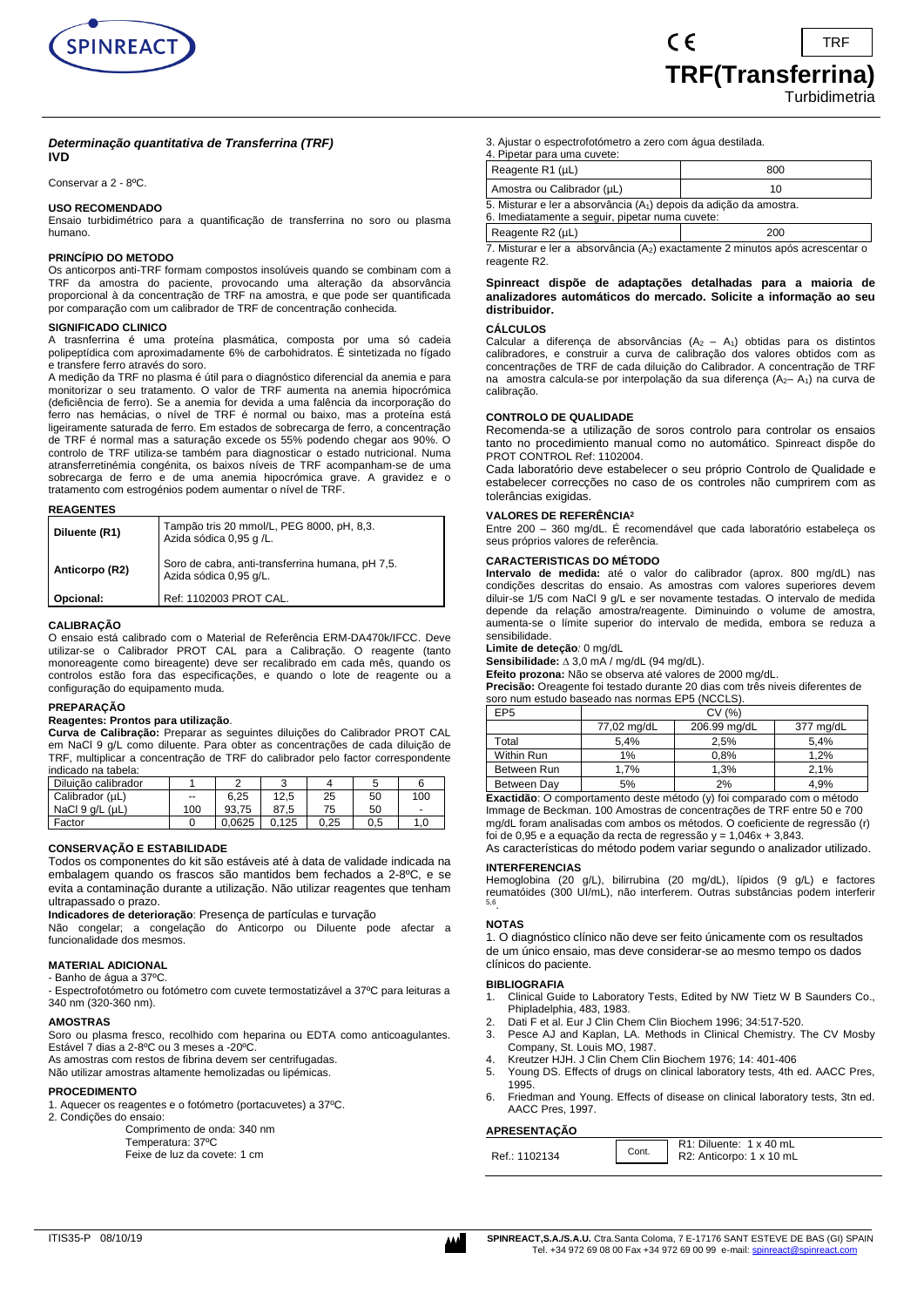# TRF(Transferrina)

Turbidimetria

***Determinação quantitativa de Transferrina (TRF)***
**IVD**

Conservar a 2 - 8ºC.

### USO RECOMENDADO

Ensaio turbidimétrico para a quantificação de transferrina no soro ou plasma humano.

### PRINCÍPIO DO METODO

Os anticorpos anti-TRF formam compostos insolúveis quando se combinam com a TRF da amostra do paciente, provocando uma alteração da absorvância proporcional à da concentração de TRF na amostra, e que pode ser quantificada por comparação com um calibrador de TRF de concentração conhecida.

### SIGNIFICADO CLINICO

A trasnferrina é uma proteína plasmática, composta por uma só cadeia polipeptídica com aproximadamente 6% de carbohidratos. É sintetizada no fígado e transfere ferro através do soro.

A medição da TRF no plasma é útil para o diagnóstico diferencial da anemia e para monitorizar o seu tratamento. O valor de TRF aumenta na anemia hipocrómica (deficiência de ferro). Se a anemia for devida a uma falência da incorporação do ferro nas hemácias, o nível de TRF é normal ou baixo, mas a proteína está ligeiramente saturada de ferro. Em estados de sobrecarga de ferro, a concentração de TRF é normal mas a saturação excede os 55% podendo chegar aos 90%. O controlo de TRF utiliza-se também para diagnosticar o estado nutricional. Numa atransferretinémia congénita, os baixos níveis de TRF acompanham-se de uma sobrecarga de ferro e de uma anemia hipocrómica grave. A gravidez e o tratamento com estrogénios podem aumentar o nível de TRF.

### REAGENTES

| | |
|---|---|
| **Diluente (R1)** | Tampão tris 20 mmol/L, PEG 8000, pH, 8,3. Azida sódica 0,95 g /L. |
| **Anticorpo (R2)** | Soro de cabra, anti-transferrina humana, pH 7,5. Azida sódica 0,95 g/L. |
| **Opcional:** | Ref: 1102003 PROT CAL. |

### CALIBRAÇÃO

O ensaio está calibrado com o Material de Referência ERM-DA470k/IFCC. Deve utilizar-se o Calibrador PROT CAL para a Calibração. O reagente (tanto monoreagente como bireagente) deve ser recalibrado em cada mês, quando os controlos estão fora das especificações, e quando o lote de reagente ou a configuração do equipamento muda.

### PREPARAÇÃO

**Reagentes: Prontos para utilização**.

**Curva de Calibração:** Preparar as seguintes diluições do Calibrador PROT CAL em NaCl 9 g/L como diluente. Para obter as concentrações de cada diluição de TRF, multiplicar a concentração de TRF do calibrador pelo factor correspondente indicado na tabela:

| Diluição calibrador | 1 | 2 | 3 | 4 | 5 | 6 |
|---|---|---|---|---|---|---|
| Calibrador (µL) | -- | 6,25 | 12,5 | 25 | 50 | 100 |
| NaCl 9 g/L (µL) | 100 | 93,75 | 87,5 | 75 | 50 | - |
| Factor | 0 | 0,0625 | 0,125 | 0,25 | 0,5 | 1,0 |

### CONSERVAÇÃO E ESTABILIDADE

Todos os componentes do kit são estáveis até à data de validade indicada na embalagem quando os frascos são mantidos bem fechados a 2-8ºC, e se evita a contaminação durante a utilização. Não utilizar reagentes que tenham ultrapassado o prazo.

**Indicadores de deterioração**: Presença de partículas e turvação

Não congelar; a congelação do Anticorpo ou Diluente pode afectar a funcionalidade dos mesmos.

### MATERIAL ADICIONAL

- Banho de água a 37ºC.
- Espectrofotómetro ou fotómetro com cuvete termostatizável a 37ºC para leituras a 340 nm (320-360 nm).

### AMOSTRAS

Soro ou plasma fresco, recolhido com heparina ou EDTA como anticoagulantes. Estável 7 dias a 2-8ºC ou 3 meses a -20ºC.

As amostras com restos de fibrina devem ser centrifugadas.

Não utilizar amostras altamente hemolizadas ou lipémicas.

### PROCEDIMENTO

1. Aquecer os reagentes e o fotómetro (portacuvetes) a 37ºC.
2. Condições do ensaio:
   Comprimento de onda: 340 nm
   Temperatura: 37ºC
   Feixe de luz da covete: 1 cm
3. Ajustar o espectrofotómetro a zero com água destilada.
4. Pipetar para uma cuvete:

| | |
|---|---|
| Reagente R1 (µL) | 800 |
| Amostra ou Calibrador (µL) | 10 |

5. Misturar e ler a absorvância ($A_1$) depois da adição da amostra.
6. Imediatamente a seguir, pipetar numa cuvete:

| | |
|---|---|
| Reagente R2 (µL) | 200 |

7. Misturar e ler a absorvância ($A_2$) exactamente 2 minutos após acrescentar o reagente R2.

**Spinreact dispõe de adaptações detalhadas para a maioria de analizadores automáticos do mercado. Solicite a informação ao seu distribuidor.**

### CÁLCULOS

Calcular a diferença de absorvâncias ($A_2$ – $A_1$) obtidas para os distintos calibradores, e construir a curva de calibração dos valores obtidos com as concentrações de TRF de cada diluição do Calibrador. A concentração de TRF na amostra calcula-se por interpolação da sua diferença ($A_2$– $A_1$) na curva de calibração.

### CONTROLO DE QUALIDADE

Recomenda-se a utilização de soros controlo para controlar os ensaios tanto no procedimento manual como no automático. Spinreact dispõe do PROT CONTROL Ref: 1102004.

Cada laboratório deve estabelecer o seu próprio Controlo de Qualidade e estabelecer correcções no caso de os controles não cumprirem com as tolerâncias exigidas.

### VALORES DE REFERÊNCIA[2]

Entre 200 – 360 mg/dL. É recomendável que cada laboratório estabeleça os seus próprios valores de referência.

### CARACTERISTICAS DO MÉTODO

**Intervalo de medida:** até o valor do calibrador (aprox. 800 mg/dL) nas condições descritas do ensaio. As amostras com valores superiores devem diluir-se 1/5 com NaCl 9 g/L e ser novamente testadas. O intervalo de medida depende da relação amostra/reagente. Diminuindo o volume de amostra, aumenta-se o límite superior do intervalo de medida, embora se reduza a sensibilidade.

**Limite de deteção***:* 0 mg/dL

**Sensibilidade:** $\Delta$ 3,0 mA / mg/dL (94 mg/dL).

**Efeito prozona:** Não se observa até valores de 2000 mg/dL.

**Precisão:** Oreagente foi testado durante 20 dias com três niveis diferentes de soro num estudo baseado nas normas EP5 (NCCLS).

| EP5 | CV (%) | | |
|---|---|---|---|
| | 77,02 mg/dL | 206.99 mg/dL | 377 mg/dL |
| Total | 5,4% | 2,5% | 5,4% |
| Within Run | 1% | 0,8% | 1,2% |
| Between Run | 1,7% | 1,3% | 2,1% |
| Between Day | 5% | 2% | 4,9% |

**Exactidão**: O comportamento deste método (y) foi comparado com o método Immage de Beckman. 100 Amostras de concentrações de TRF entre 50 e 700 mg/dL foram analisadas com ambos os métodos. O coeficiente de regressão (r) foi de 0,95 e a equação da recta de regressão y = 1,046x + 3,843.

As características do método podem variar segundo o analizador utilizado.

### INTERFERENCIAS

Hemoglobina (20 g/L), bilirrubina (20 mg/dL), lípidos (9 g/L) e factores reumatóides (300 UI/mL), não interferem. Outras substâncias podem interferir [5,6].

### NOTAS

1. O diagnóstico clínico não deve ser feito únicamente com os resultados de um único ensaio, mas deve considerar-se ao mesmo tempo os dados clínicos do paciente.

### BIBLIOGRAFIA

1. Clinical Guide to Laboratory Tests, Edited by NW Tietz W B Saunders Co., Phipladelphia, 483, 1983.
2. Dati F et al. Eur J Clin Chem Clin Biochem 1996; 34:517-520.
3. Pesce AJ and Kaplan, LA. Methods in Clinical Chemistry. The CV Mosby Company, St. Louis MO, 1987.
4. Kreutzer HJH. J Clin Chem Clin Biochem 1976; 14: 401-406
5. Young DS. Effects of drugs on clinical laboratory tests, 4th ed. AACC Pres, 1995.
6. Friedman and Young. Effects of disease on clinical laboratory tests, 3tn ed. AACC Pres, 1997.

### APRESENTAÇÃO

| | | |
|---|---|---|
| Ref.: 1102134 | Cont. | R1: Diluente: 1 x 40 mL<br>R2: Anticorpo: 1 x 10 mL |

ITIS35-P 08/10/19

**SPINREACT,S.A./S.A.U.** Ctra.Santa Coloma, 7 E-17176 SANT ESTEVE DE BAS (GI) SPAIN
Tel. +34 972 69 08 00 Fax +34 972 69 00 99 e-mail: spinreact@spinreact.com